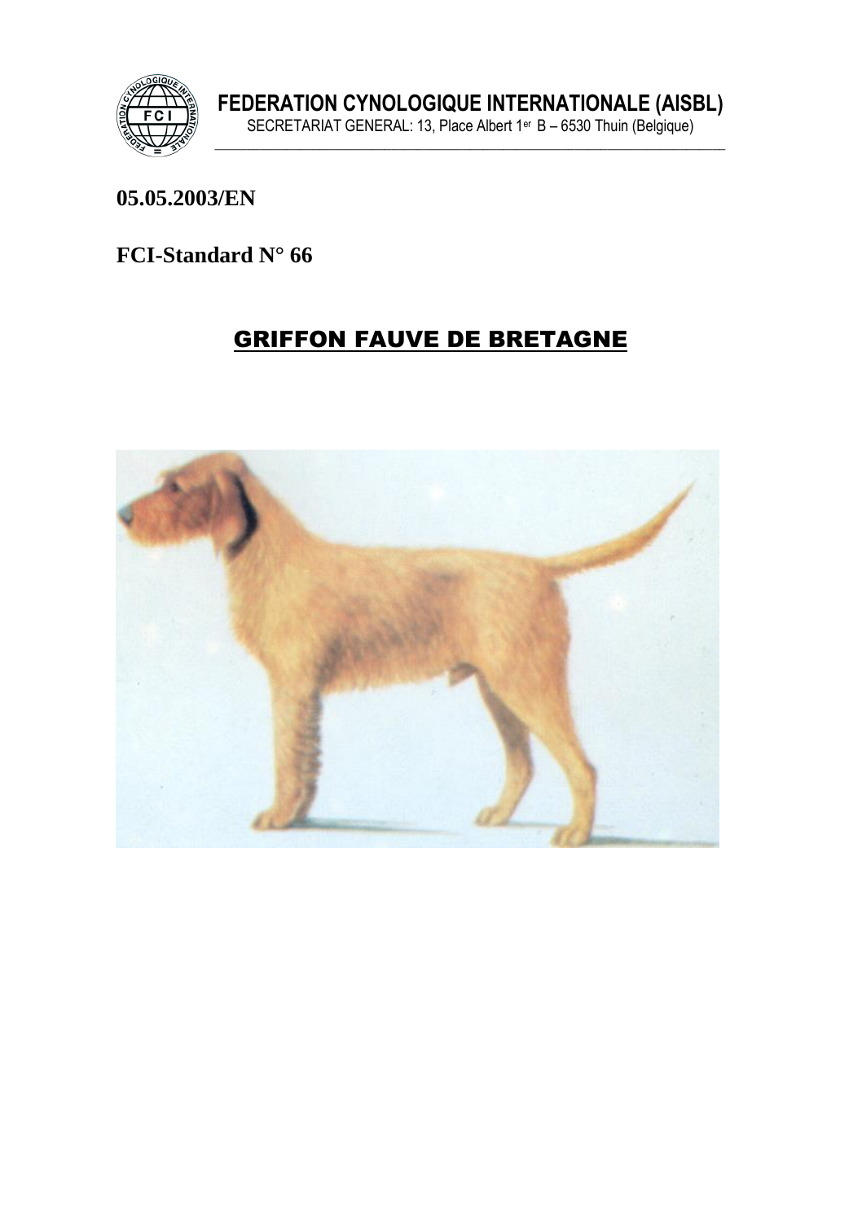**FEDERATION CYNOLOGIQUE INTERNATIONALE (AISBL)**

SECRETARIAT GENERAL: 13, Place Albert 1er B – 6530 Thuin (Belgique)

**05.05.2003/EN**

**FCI-Standard N° 66**

# GRIFFON FAUVE DE BRETAGNE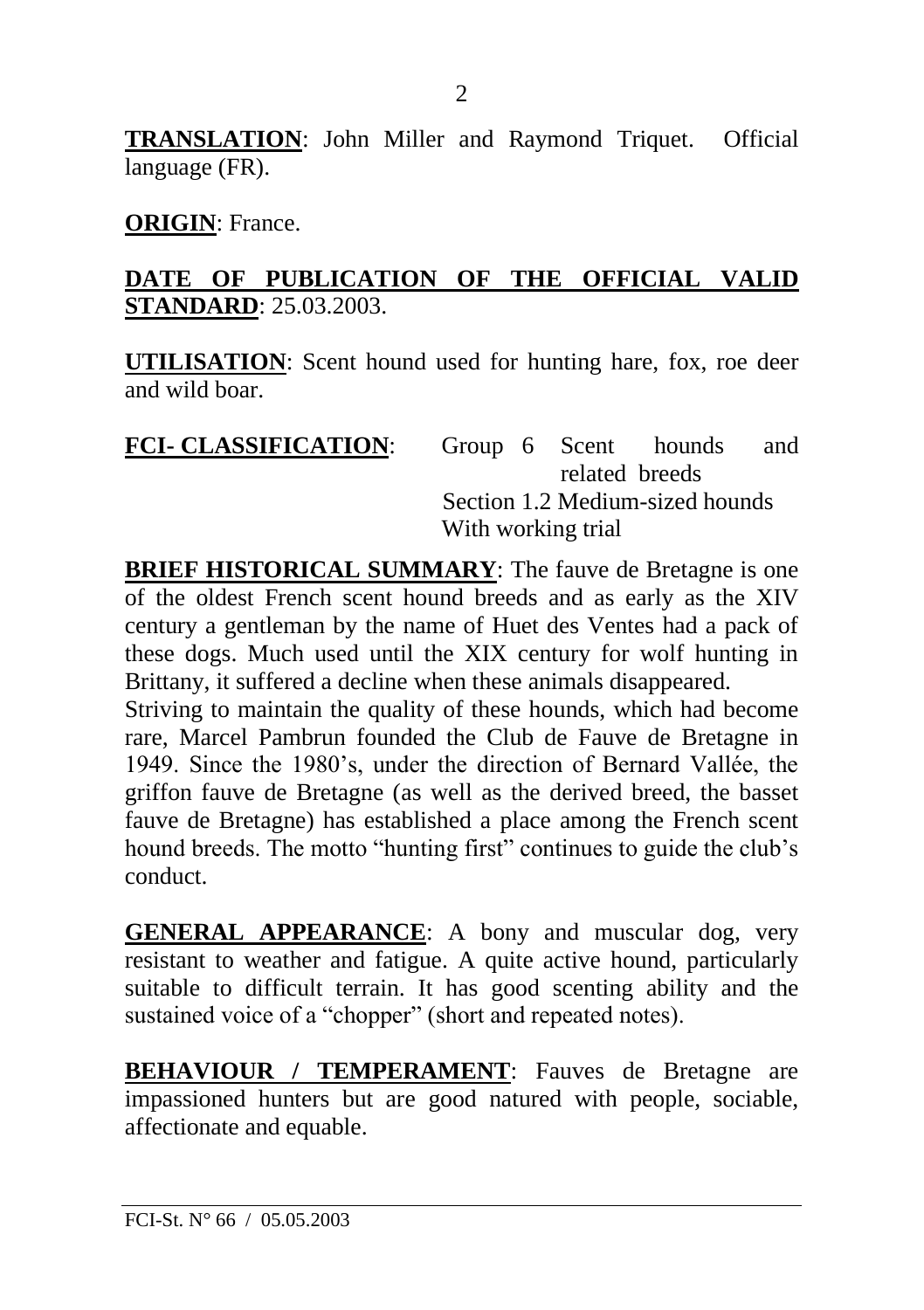**TRANSLATION**: John Miller and Raymond Triquet. Official language (FR).

**ORIGIN**: France.

**DATE OF PUBLICATION OF THE OFFICIAL VALID STANDARD**: 25.03.2003.

**UTILISATION**: Scent hound used for hunting hare, fox, roe deer and wild boar.

**FCI- CLASSIFICATION**: Group 6 Scent hounds and related breeds
Section 1.2 Medium-sized hounds
With working trial

**BRIEF HISTORICAL SUMMARY**: The fauve de Bretagne is one of the oldest French scent hound breeds and as early as the XIV century a gentleman by the name of Huet des Ventes had a pack of these dogs. Much used until the XIX century for wolf hunting in Brittany, it suffered a decline when these animals disappeared.
Striving to maintain the quality of these hounds, which had become rare, Marcel Pambrun founded the Club de Fauve de Bretagne in 1949. Since the 1980's, under the direction of Bernard Vallée, the griffon fauve de Bretagne (as well as the derived breed, the basset fauve de Bretagne) has established a place among the French scent hound breeds. The motto "hunting first" continues to guide the club's conduct.

**GENERAL APPEARANCE**: A bony and muscular dog, very resistant to weather and fatigue. A quite active hound, particularly suitable to difficult terrain. It has good scenting ability and the sustained voice of a "chopper" (short and repeated notes).

**BEHAVIOUR / TEMPERAMENT**: Fauves de Bretagne are impassioned hunters but are good natured with people, sociable, affectionate and equable.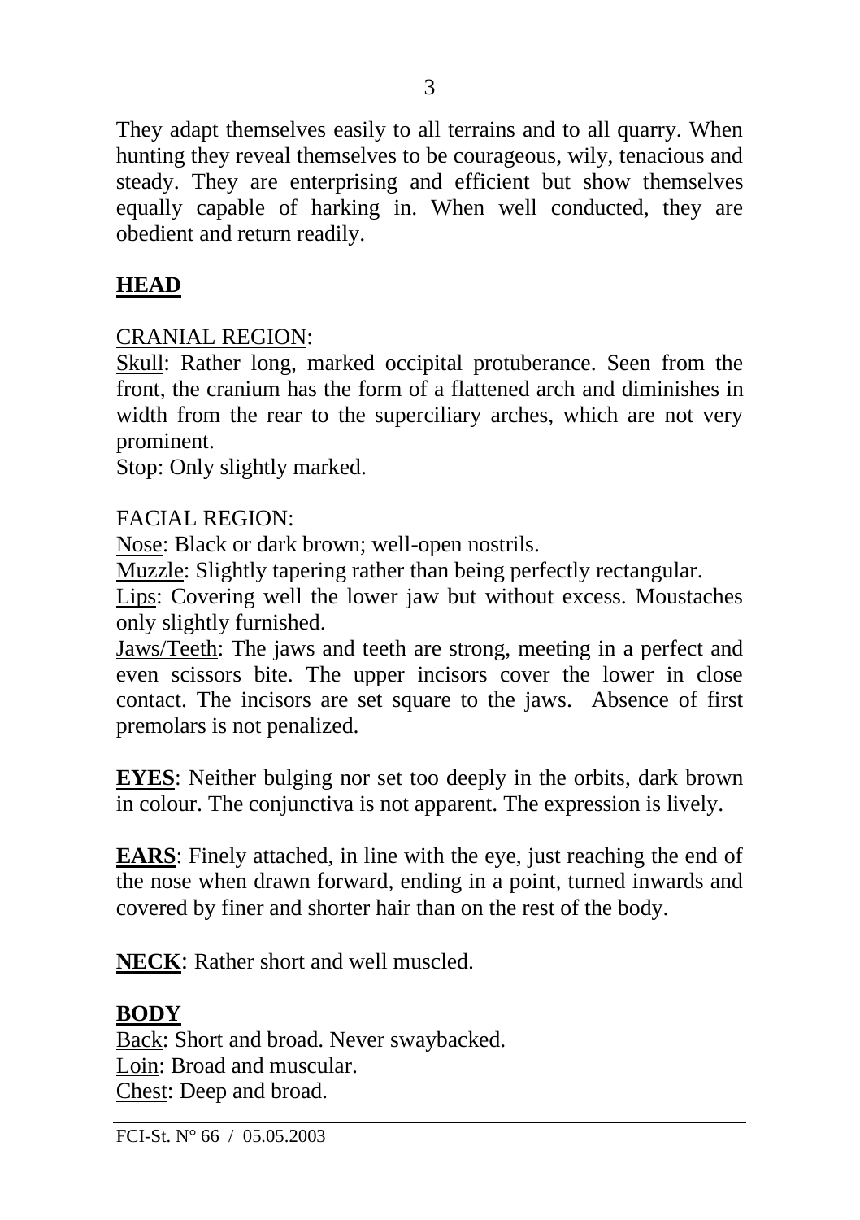They adapt themselves easily to all terrains and to all quarry. When hunting they reveal themselves to be courageous, wily, tenacious and steady. They are enterprising and efficient but show themselves equally capable of harking in. When well conducted, they are obedient and return readily.

## HEAD

CRANIAL REGION:

Skull: Rather long, marked occipital protuberance. Seen from the front, the cranium has the form of a flattened arch and diminishes in width from the rear to the superciliary arches, which are not very prominent.

Stop: Only slightly marked.

FACIAL REGION:

Nose: Black or dark brown; well-open nostrils.

Muzzle: Slightly tapering rather than being perfectly rectangular.

Lips: Covering well the lower jaw but without excess. Moustaches only slightly furnished.

Jaws/Teeth: The jaws and teeth are strong, meeting in a perfect and even scissors bite. The upper incisors cover the lower in close contact. The incisors are set square to the jaws. Absence of first premolars is not penalized.

**EYES**: Neither bulging nor set too deeply in the orbits, dark brown in colour. The conjunctiva is not apparent. The expression is lively.

**EARS**: Finely attached, in line with the eye, just reaching the end of the nose when drawn forward, ending in a point, turned inwards and covered by finer and shorter hair than on the rest of the body.

**NECK**: Rather short and well muscled.

## BODY

Back: Short and broad. Never swaybacked.

Loin: Broad and muscular.

Chest: Deep and broad.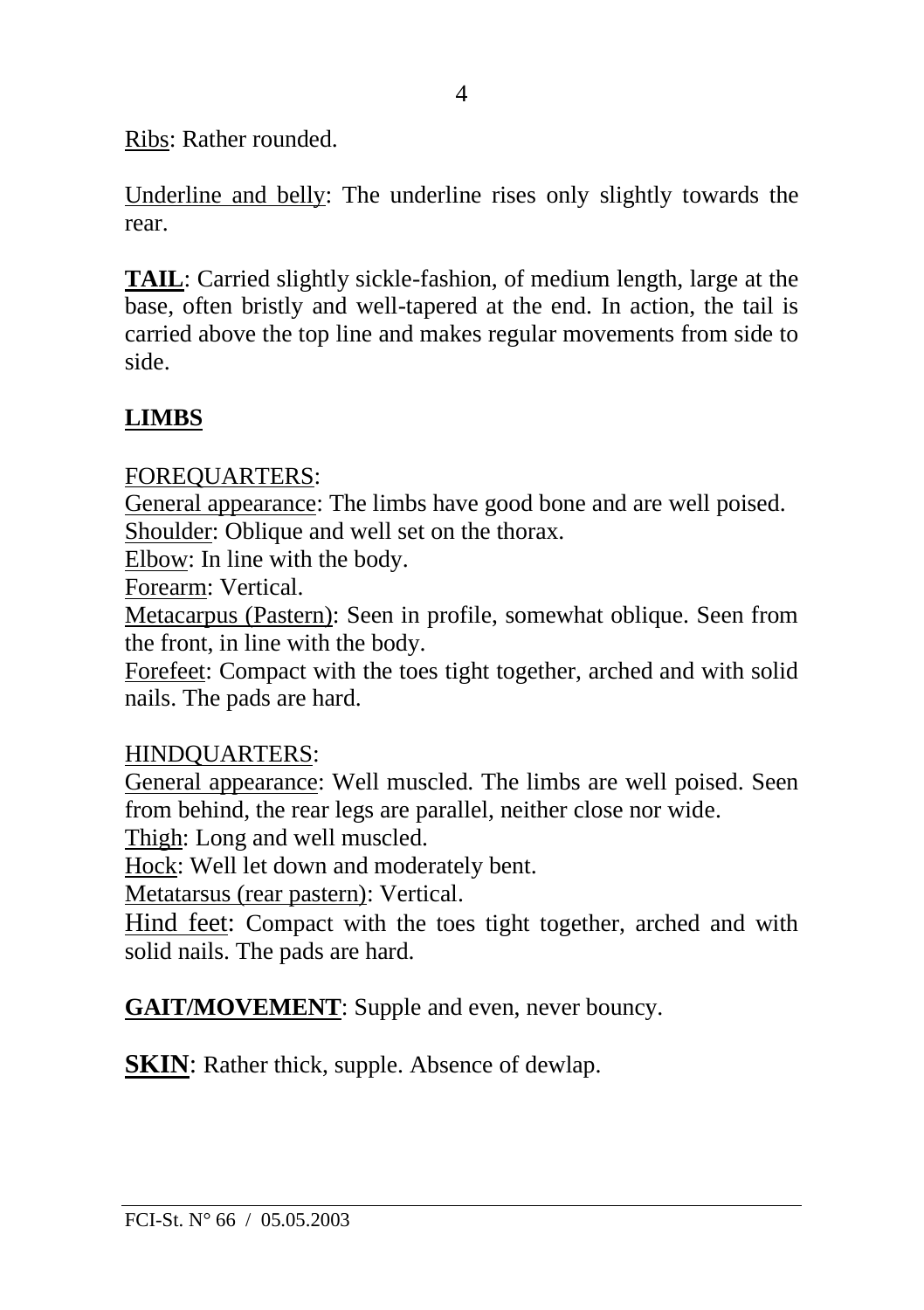Ribs: Rather rounded.

Underline and belly: The underline rises only slightly towards the rear.

**TAIL**: Carried slightly sickle-fashion, of medium length, large at the base, often bristly and well-tapered at the end. In action, the tail is carried above the top line and makes regular movements from side to side.

## LIMBS

FOREQUARTERS:

General appearance: The limbs have good bone and are well poised.
Shoulder: Oblique and well set on the thorax.
Elbow: In line with the body.
Forearm: Vertical.
Metacarpus (Pastern): Seen in profile, somewhat oblique. Seen from the front, in line with the body.
Forefeet: Compact with the toes tight together, arched and with solid nails. The pads are hard.

HINDQUARTERS:

General appearance: Well muscled. The limbs are well poised. Seen from behind, the rear legs are parallel, neither close nor wide.
Thigh: Long and well muscled.
Hock: Well let down and moderately bent.
Metatarsus (rear pastern): Vertical.
Hind feet: Compact with the toes tight together, arched and with solid nails. The pads are hard.

**GAIT/MOVEMENT**: Supple and even, never bouncy.

**SKIN**: Rather thick, supple. Absence of dewlap.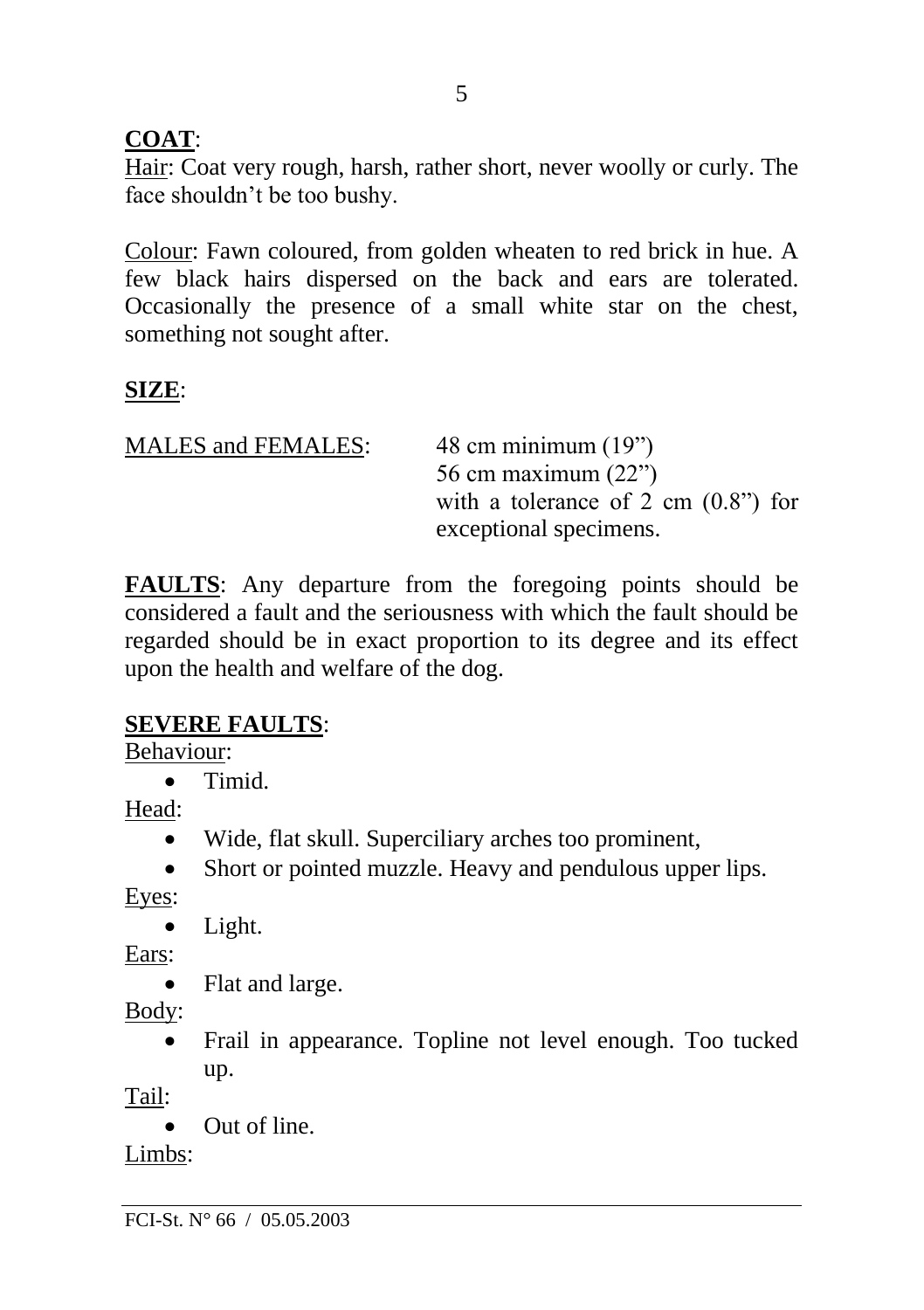**COAT**:

Hair: Coat very rough, harsh, rather short, never woolly or curly. The face shouldn't be too bushy.

Colour: Fawn coloured, from golden wheaten to red brick in hue. A few black hairs dispersed on the back and ears are tolerated. Occasionally the presence of a small white star on the chest, something not sought after.

**SIZE**:

| MALES and FEMALES: | 48 cm minimum (19")<br>56 cm maximum (22")<br>with a tolerance of 2 cm (0.8") for exceptional specimens. |
|---|---|

**FAULTS**: Any departure from the foregoing points should be considered a fault and the seriousness with which the fault should be regarded should be in exact proportion to its degree and its effect upon the health and welfare of the dog.

**SEVERE FAULTS**:

Behaviour:
- Timid.

Head:
- Wide, flat skull. Superciliary arches too prominent,
- Short or pointed muzzle. Heavy and pendulous upper lips.

Eyes:
- Light.

Ears:
- Flat and large.

Body:
- Frail in appearance. Topline not level enough. Too tucked up.

Tail:
- Out of line.

Limbs: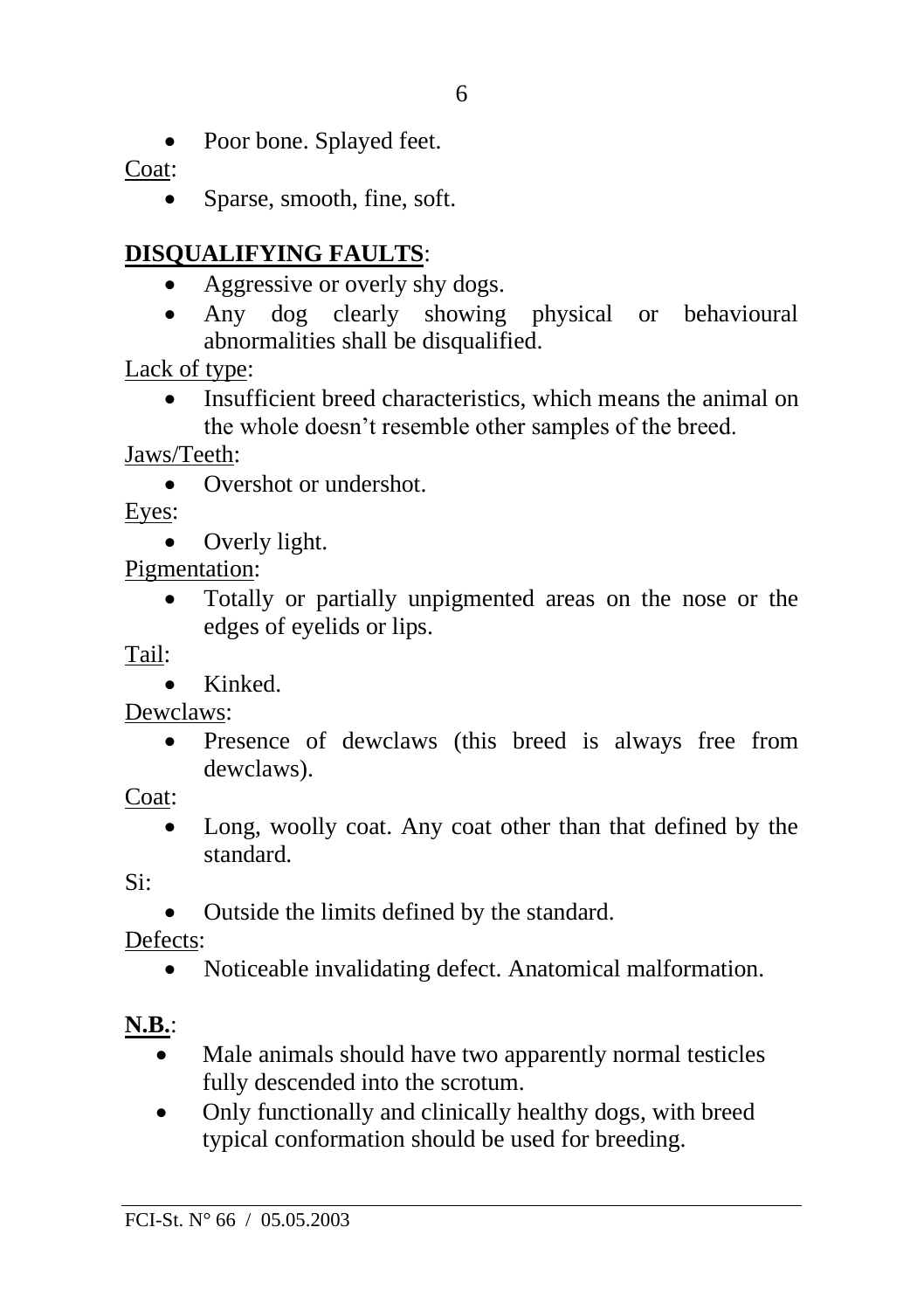- Poor bone. Splayed feet.

Coat:

- Sparse, smooth, fine, soft.

## **DISQUALIFYING FAULTS**:

- Aggressive or overly shy dogs.
- Any dog clearly showing physical or behavioural abnormalities shall be disqualified.

Lack of type:

- Insufficient breed characteristics, which means the animal on the whole doesn't resemble other samples of the breed.

Jaws/Teeth:

- Overshot or undershot.

Eyes:

- Overly light.

Pigmentation:

- Totally or partially unpigmented areas on the nose or the edges of eyelids or lips.

Tail:

- Kinked.

Dewclaws:

- Presence of dewclaws (this breed is always free from dewclaws).

Coat:

- Long, woolly coat. Any coat other than that defined by the standard.

Si:

- Outside the limits defined by the standard.

Defects:

- Noticeable invalidating defect. Anatomical malformation.

**N.B.**:

- Male animals should have two apparently normal testicles fully descended into the scrotum.
- Only functionally and clinically healthy dogs, with breed typical conformation should be used for breeding.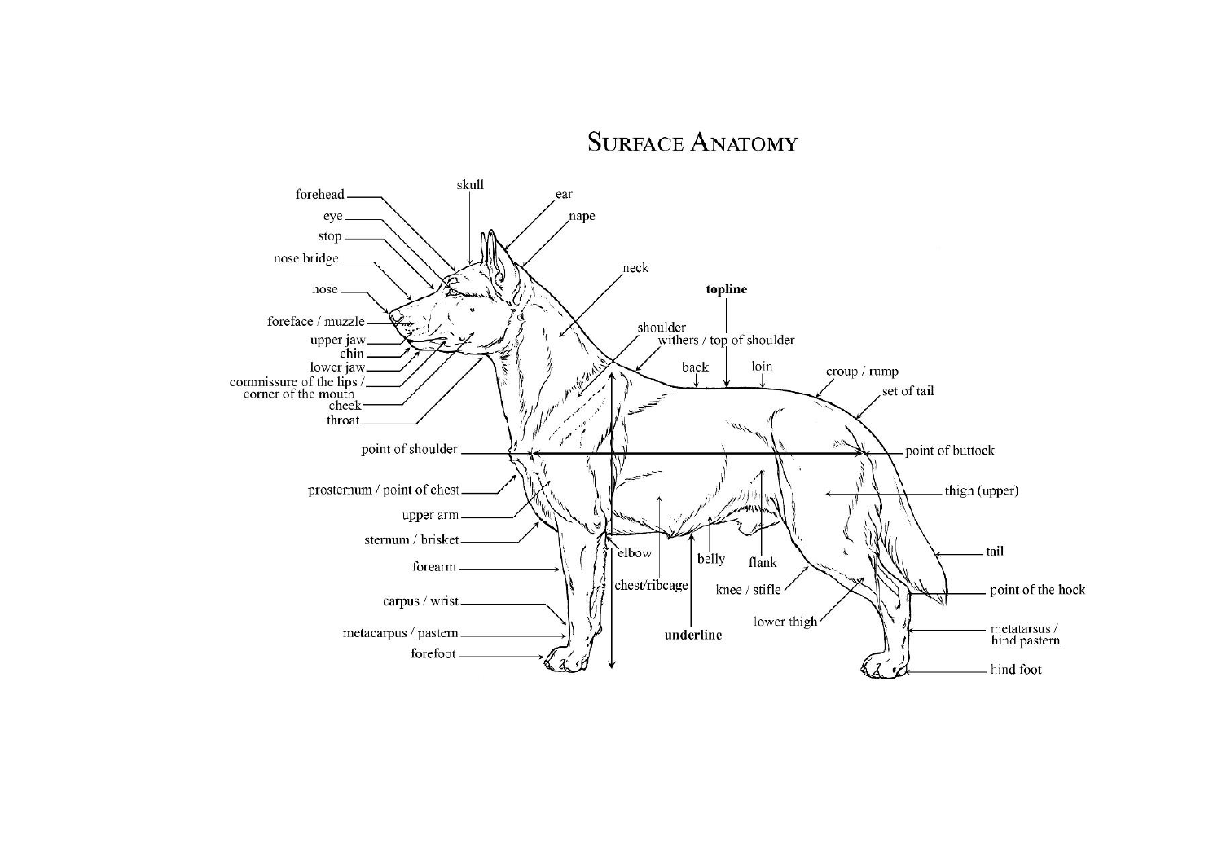# Surface Anatomy

forehead
eye
stop
nose bridge
nose
foreface / muzzle
upper jaw
chin
lower jaw
commissure of the lips / corner of the mouth
cheek
throat
skull
ear
nape
neck
**topline**
shoulder
withers / top of shoulder
back
loin
croup / rump
set of tail
point of shoulder
point of buttock
prosternum / point of chest
thigh (upper)
upper arm
sternum / brisket
tail
elbow
belly
flank
forearm
chest/ribcage
knee / stifle
point of the hock
carpus / wrist
lower thigh
**underline**
metacarpus / pastern
metatarsus / hind pastern
forefoot
hind foot